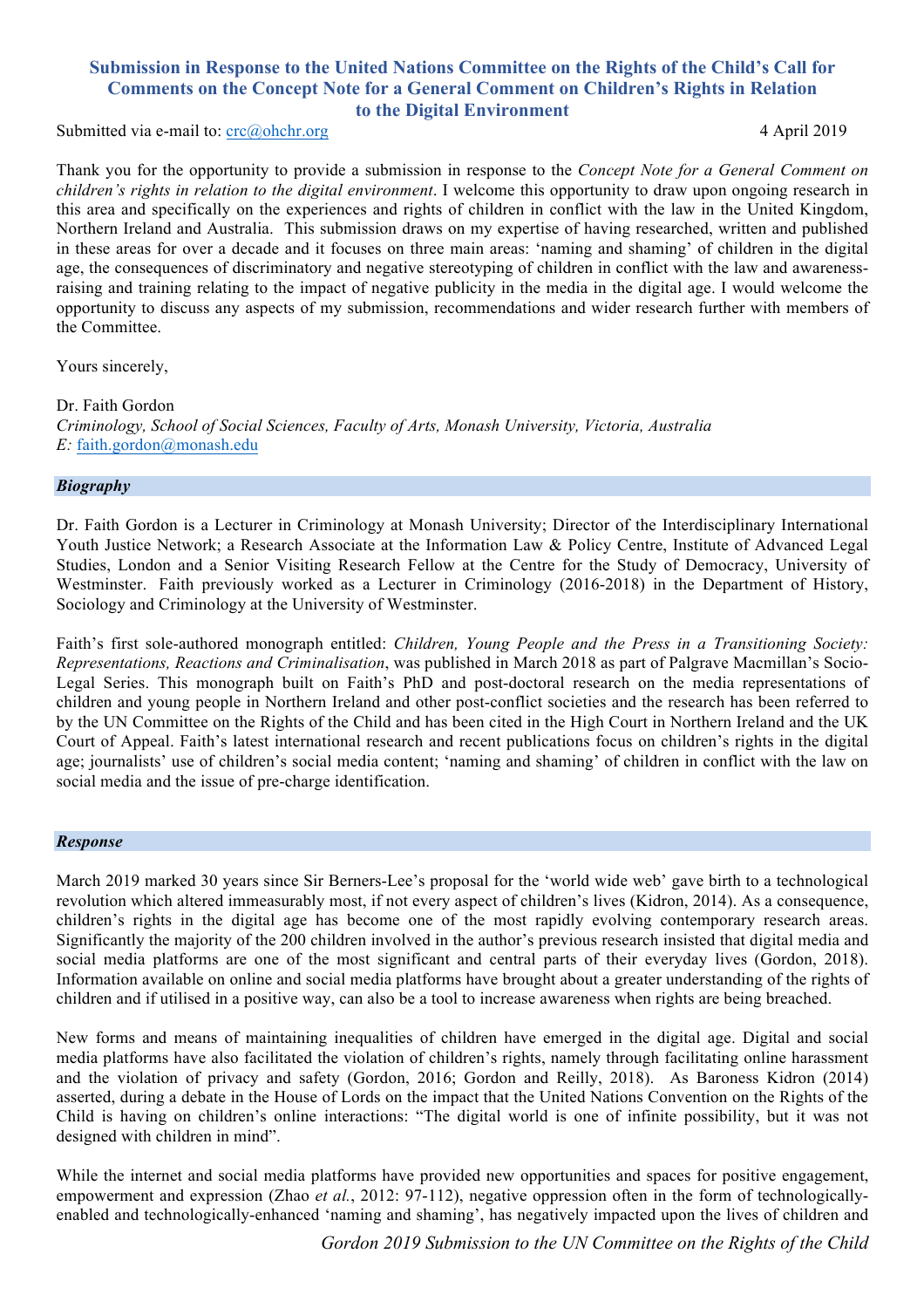# Submission in Response to the United Nations Committee on the Rights of the Child's Call for Comments on the Concept Note for a General Comment on Children's Rights in Relation to the Digital Environment

Submitted via e-mail to: crc@ohchr.org

4 April 2019

Thank you for the opportunity to provide a submission in response to the *Concept Note for a General Comment on children's rights in relation to the digital environment*. I welcome this opportunity to draw upon ongoing research in this area and specifically on the experiences and rights of children in conflict with the law in the United Kingdom, Northern Ireland and Australia. This submission draws on my expertise of having researched, written and published in these areas for over a decade and it focuses on three main areas: 'naming and shaming' of children in the digital age, the consequences of discriminatory and negative stereotyping of children in conflict with the law and awareness-raising and training relating to the impact of negative publicity in the media in the digital age. I would welcome the opportunity to discuss any aspects of my submission, recommendations and wider research further with members of the Committee.

Yours sincerely,

Dr. Faith Gordon
*Criminology, School of Social Sciences, Faculty of Arts, Monash University, Victoria, Australia*
*E:* faith.gordon@monash.edu

## *Biography*

Dr. Faith Gordon is a Lecturer in Criminology at Monash University; Director of the Interdisciplinary International Youth Justice Network; a Research Associate at the Information Law & Policy Centre, Institute of Advanced Legal Studies, London and a Senior Visiting Research Fellow at the Centre for the Study of Democracy, University of Westminster. Faith previously worked as a Lecturer in Criminology (2016-2018) in the Department of History, Sociology and Criminology at the University of Westminster.

Faith's first sole-authored monograph entitled: *Children, Young People and the Press in a Transitioning Society: Representations, Reactions and Criminalisation*, was published in March 2018 as part of Palgrave Macmillan's Socio-Legal Series. This monograph built on Faith's PhD and post-doctoral research on the media representations of children and young people in Northern Ireland and other post-conflict societies and the research has been referred to by the UN Committee on the Rights of the Child and has been cited in the High Court in Northern Ireland and the UK Court of Appeal. Faith's latest international research and recent publications focus on children's rights in the digital age; journalists' use of children's social media content; 'naming and shaming' of children in conflict with the law on social media and the issue of pre-charge identification.

## *Response*

March 2019 marked 30 years since Sir Berners-Lee's proposal for the 'world wide web' gave birth to a technological revolution which altered immeasurably most, if not every aspect of children's lives (Kidron, 2014). As a consequence, children's rights in the digital age has become one of the most rapidly evolving contemporary research areas. Significantly the majority of the 200 children involved in the author's previous research insisted that digital media and social media platforms are one of the most significant and central parts of their everyday lives (Gordon, 2018). Information available on online and social media platforms have brought about a greater understanding of the rights of children and if utilised in a positive way, can also be a tool to increase awareness when rights are being breached.

New forms and means of maintaining inequalities of children have emerged in the digital age. Digital and social media platforms have also facilitated the violation of children's rights, namely through facilitating online harassment and the violation of privacy and safety (Gordon, 2016; Gordon and Reilly, 2018). As Baroness Kidron (2014) asserted, during a debate in the House of Lords on the impact that the United Nations Convention on the Rights of the Child is having on children's online interactions: "The digital world is one of infinite possibility, but it was not designed with children in mind".

While the internet and social media platforms have provided new opportunities and spaces for positive engagement, empowerment and expression (Zhao *et al.*, 2012: 97-112), negative oppression often in the form of technologically-enabled and technologically-enhanced 'naming and shaming', has negatively impacted upon the lives of children and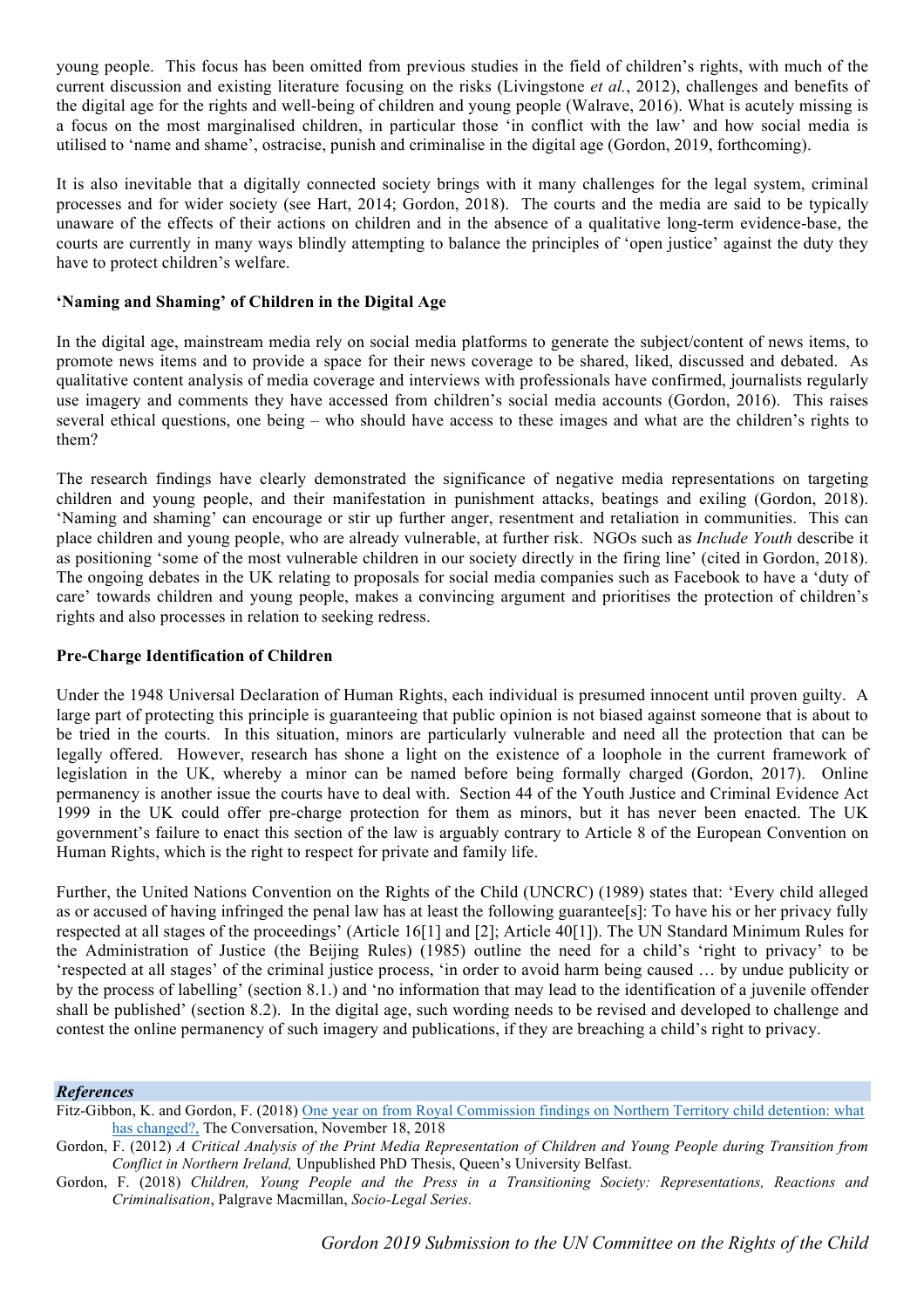young people. This focus has been omitted from previous studies in the field of children's rights, with much of the current discussion and existing literature focusing on the risks (Livingstone *et al.*, 2012), challenges and benefits of the digital age for the rights and well-being of children and young people (Walrave, 2016). What is acutely missing is a focus on the most marginalised children, in particular those 'in conflict with the law' and how social media is utilised to 'name and shame', ostracise, punish and criminalise in the digital age (Gordon, 2019, forthcoming).

It is also inevitable that a digitally connected society brings with it many challenges for the legal system, criminal processes and for wider society (see Hart, 2014; Gordon, 2018). The courts and the media are said to be typically unaware of the effects of their actions on children and in the absence of a qualitative long-term evidence-base, the courts are currently in many ways blindly attempting to balance the principles of 'open justice' against the duty they have to protect children's welfare.

**'Naming and Shaming' of Children in the Digital Age**

In the digital age, mainstream media rely on social media platforms to generate the subject/content of news items, to promote news items and to provide a space for their news coverage to be shared, liked, discussed and debated. As qualitative content analysis of media coverage and interviews with professionals have confirmed, journalists regularly use imagery and comments they have accessed from children's social media accounts (Gordon, 2016). This raises several ethical questions, one being – who should have access to these images and what are the children's rights to them?

The research findings have clearly demonstrated the significance of negative media representations on targeting children and young people, and their manifestation in punishment attacks, beatings and exiling (Gordon, 2018). 'Naming and shaming' can encourage or stir up further anger, resentment and retaliation in communities. This can place children and young people, who are already vulnerable, at further risk. NGOs such as *Include Youth* describe it as positioning 'some of the most vulnerable children in our society directly in the firing line' (cited in Gordon, 2018). The ongoing debates in the UK relating to proposals for social media companies such as Facebook to have a 'duty of care' towards children and young people, makes a convincing argument and prioritises the protection of children's rights and also processes in relation to seeking redress.

**Pre-Charge Identification of Children**

Under the 1948 Universal Declaration of Human Rights, each individual is presumed innocent until proven guilty. A large part of protecting this principle is guaranteeing that public opinion is not biased against someone that is about to be tried in the courts. In this situation, minors are particularly vulnerable and need all the protection that can be legally offered. However, research has shone a light on the existence of a loophole in the current framework of legislation in the UK, whereby a minor can be named before being formally charged (Gordon, 2017). Online permanency is another issue the courts have to deal with. Section 44 of the Youth Justice and Criminal Evidence Act 1999 in the UK could offer pre-charge protection for them as minors, but it has never been enacted. The UK government's failure to enact this section of the law is arguably contrary to Article 8 of the European Convention on Human Rights, which is the right to respect for private and family life.

Further, the United Nations Convention on the Rights of the Child (UNCRC) (1989) states that: 'Every child alleged as or accused of having infringed the penal law has at least the following guarantee[s]: To have his or her privacy fully respected at all stages of the proceedings' (Article 16[1] and [2]; Article 40[1]). The UN Standard Minimum Rules for the Administration of Justice (the Beijing Rules) (1985) outline the need for a child's 'right to privacy' to be 'respected at all stages' of the criminal justice process, 'in order to avoid harm being caused … by undue publicity or by the process of labelling' (section 8.1.) and 'no information that may lead to the identification of a juvenile offender shall be published' (section 8.2). In the digital age, such wording needs to be revised and developed to challenge and contest the online permanency of such imagery and publications, if they are breaching a child's right to privacy.

***References***

Fitz-Gibbon, K. and Gordon, F. (2018) One year on from Royal Commission findings on Northern Territory child detention: what has changed?, The Conversation, November 18, 2018

Gordon, F. (2012) *A Critical Analysis of the Print Media Representation of Children and Young People during Transition from Conflict in Northern Ireland,* Unpublished PhD Thesis, Queen's University Belfast.

Gordon, F. (2018) *Children, Young People and the Press in a Transitioning Society: Representations, Reactions and Criminalisation*, Palgrave Macmillan, *Socio-Legal Series.*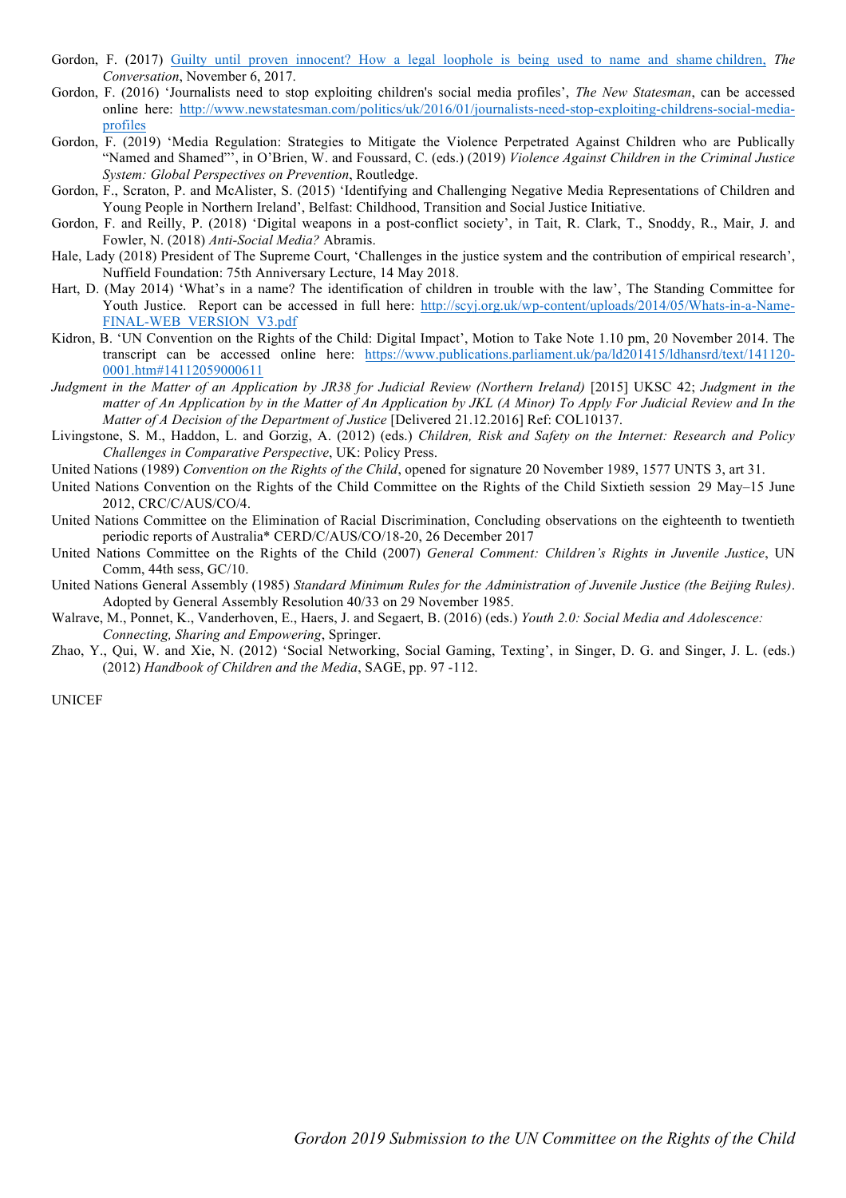Gordon, F. (2017) [Guilty until proven innocent? How a legal loophole is being used to name and shame children,](#) *The Conversation*, November 6, 2017.

Gordon, F. (2016) 'Journalists need to stop exploiting children's social media profiles', *The New Statesman*, can be accessed online here: http://www.newstatesman.com/politics/uk/2016/01/journalists-need-stop-exploiting-childrens-social-media-profiles

Gordon, F. (2019) 'Media Regulation: Strategies to Mitigate the Violence Perpetrated Against Children who are Publically "Named and Shamed"', in O'Brien, W. and Foussard, C. (eds.) (2019) *Violence Against Children in the Criminal Justice System: Global Perspectives on Prevention*, Routledge.

Gordon, F., Scraton, P. and McAlister, S. (2015) 'Identifying and Challenging Negative Media Representations of Children and Young People in Northern Ireland', Belfast: Childhood, Transition and Social Justice Initiative.

Gordon, F. and Reilly, P. (2018) 'Digital weapons in a post-conflict society', in Tait, R. Clark, T., Snoddy, R., Mair, J. and Fowler, N. (2018) *Anti-Social Media?* Abramis.

Hale, Lady (2018) President of The Supreme Court, 'Challenges in the justice system and the contribution of empirical research', Nuffield Foundation: 75th Anniversary Lecture, 14 May 2018.

Hart, D. (May 2014) 'What's in a name? The identification of children in trouble with the law', The Standing Committee for Youth Justice. Report can be accessed in full here: http://scyj.org.uk/wp-content/uploads/2014/05/Whats-in-a-Name-FINAL-WEB_VERSION_V3.pdf

Kidron, B. 'UN Convention on the Rights of the Child: Digital Impact', Motion to Take Note 1.10 pm, 20 November 2014. The transcript can be accessed online here: https://www.publications.parliament.uk/pa/ld201415/ldhansrd/text/141120-0001.htm#14112059000611

*Judgment in the Matter of an Application by JR38 for Judicial Review (Northern Ireland)* [2015] UKSC 42; *Judgment in the matter of An Application by in the Matter of An Application by JKL (A Minor) To Apply For Judicial Review and In the Matter of A Decision of the Department of Justice* [Delivered 21.12.2016] Ref: COL10137.

Livingstone, S. M., Haddon, L. and Gorzig, A. (2012) (eds.) *Children, Risk and Safety on the Internet: Research and Policy Challenges in Comparative Perspective*, UK: Policy Press.

United Nations (1989) *Convention on the Rights of the Child*, opened for signature 20 November 1989, 1577 UNTS 3, art 31.

United Nations Convention on the Rights of the Child Committee on the Rights of the Child Sixtieth session 29 May–15 June 2012, CRC/C/AUS/CO/4.

United Nations Committee on the Elimination of Racial Discrimination, Concluding observations on the eighteenth to twentieth periodic reports of Australia* CERD/C/AUS/CO/18-20, 26 December 2017

United Nations Committee on the Rights of the Child (2007) *General Comment: Children's Rights in Juvenile Justice*, UN Comm, 44th sess, GC/10.

United Nations General Assembly (1985) *Standard Minimum Rules for the Administration of Juvenile Justice (the Beijing Rules)*. Adopted by General Assembly Resolution 40/33 on 29 November 1985.

Walrave, M., Ponnet, K., Vanderhoven, E., Haers, J. and Segaert, B. (2016) (eds.) *Youth 2.0: Social Media and Adolescence: Connecting, Sharing and Empowering*, Springer.

Zhao, Y., Qui, W. and Xie, N. (2012) 'Social Networking, Social Gaming, Texting', in Singer, D. G. and Singer, J. L. (eds.) (2012) *Handbook of Children and the Media*, SAGE, pp. 97 -112.

UNICEF